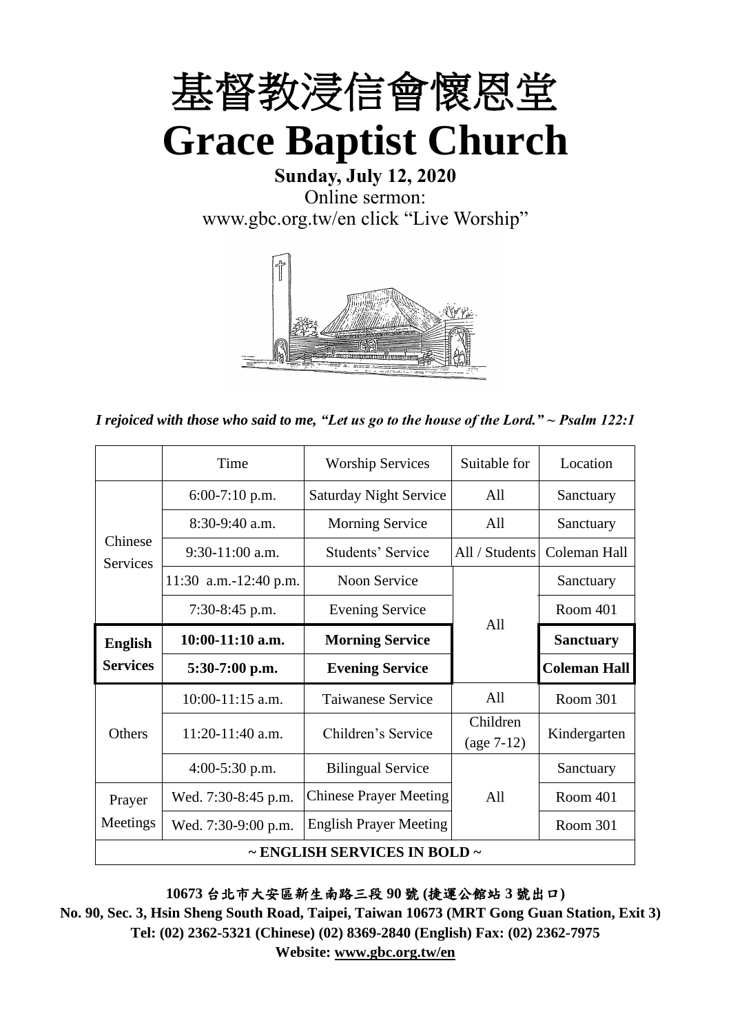# 基督教浸信會懷恩堂

# Grace Baptist Church

**Sunday, July 12, 2020**

Online sermon:

www.gbc.org.tw/en click "Live Worship"

*I rejoiced with those who said to me, "Let us go to the house of the Lord." ~ Psalm 122:1*

| | Time | Worship Services | Suitable for | Location |
|---|---|---|---|---|
| Chinese Services | 6:00-7:10 p.m. | Saturday Night Service | All | Sanctuary |
| | 8:30-9:40 a.m. | Morning Service | All | Sanctuary |
| | 9:30-11:00 a.m. | Students' Service | All / Students | Coleman Hall |
| | 11:30 a.m.-12:40 p.m. | Noon Service | All | Sanctuary |
| | 7:30-8:45 p.m. | Evening Service | | Room 401 |
| **English Services** | **10:00-11:10 a.m.** | **Morning Service** | | **Sanctuary** |
| | **5:30-7:00 p.m.** | **Evening Service** | | **Coleman Hall** |
| Others | 10:00-11:15 a.m. | Taiwanese Service | All | Room 301 |
| | 11:20-11:40 a.m. | Children's Service | Children (age 7-12) | Kindergarten |
| | 4:00-5:30 p.m. | Bilingual Service | All | Sanctuary |
| Prayer Meetings | Wed. 7:30-8:45 p.m. | Chinese Prayer Meeting | | Room 401 |
| | Wed. 7:30-9:00 p.m. | English Prayer Meeting | | Room 301 |
| **~ ENGLISH SERVICES IN BOLD ~** | | | | |

**10673 台北市大安區新生南路三段 90 號 (捷運公館站 3 號出口)**

**No. 90, Sec. 3, Hsin Sheng South Road, Taipei, Taiwan 10673 (MRT Gong Guan Station, Exit 3)**

**Tel: (02) 2362-5321 (Chinese) (02) 8369-2840 (English) Fax: (02) 2362-7975**

**Website: www.gbc.org.tw/en**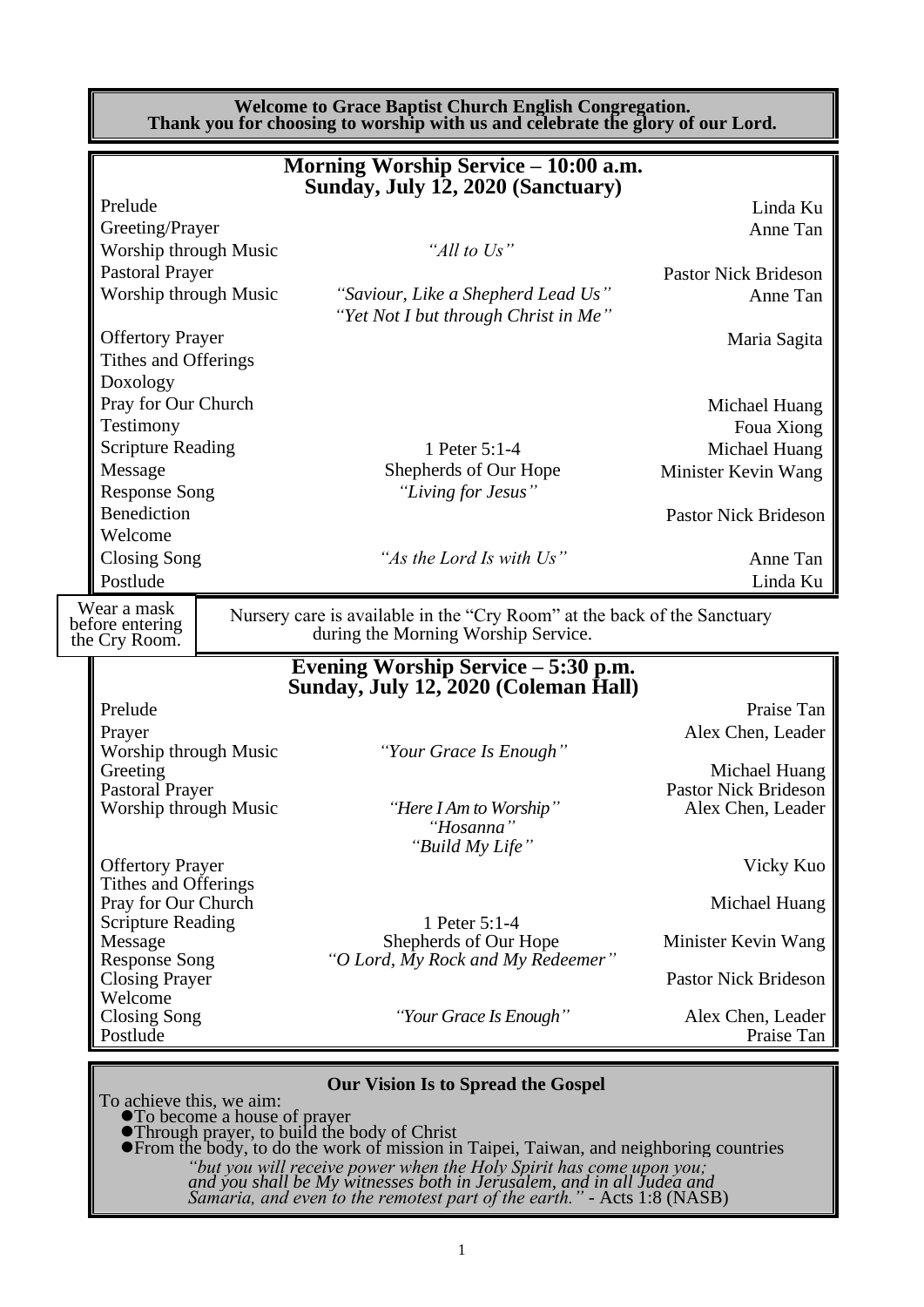**Welcome to Grace Baptist Church English Congregation.**
**Thank you for choosing to worship with us and celebrate the glory of our Lord.**

## Morning Worship Service – 10:00 a.m.
### Sunday, July 12, 2020 (Sanctuary)

| | | |
|---|---|---|
| Prelude | | Linda Ku |
| Greeting/Prayer | | Anne Tan |
| Worship through Music | *"All to Us"* | |
| Pastoral Prayer | | Pastor Nick Brideson |
| Worship through Music | *"Saviour, Like a Shepherd Lead Us"* *"Yet Not I but through Christ in Me"* | Anne Tan |
| Offertory Prayer | | Maria Sagita |
| Tithes and Offerings | | |
| Doxology | | |
| Pray for Our Church | | Michael Huang |
| Testimony | | Foua Xiong |
| Scripture Reading | 1 Peter 5:1-4 | Michael Huang |
| Message | Shepherds of Our Hope | Minister Kevin Wang |
| Response Song | *"Living for Jesus"* | |
| Benediction | | Pastor Nick Brideson |
| Welcome | | |
| Closing Song | *"As the Lord Is with Us"* | Anne Tan |
| Postlude | | Linda Ku |

Wear a mask before entering the Cry Room.

Nursery care is available in the "Cry Room" at the back of the Sanctuary during the Morning Worship Service.

## Evening Worship Service – 5:30 p.m.
### Sunday, July 12, 2020 (Coleman Hall)

| | | |
|---|---|---|
| Prelude | | Praise Tan |
| Prayer | | Alex Chen, Leader |
| Worship through Music | *"Your Grace Is Enough"* | |
| Greeting | | Michael Huang |
| Pastoral Prayer | | Pastor Nick Brideson |
| Worship through Music | *"Here I Am to Worship"* *"Hosanna"* *"Build My Life"* | Alex Chen, Leader |
| Offertory Prayer | | Vicky Kuo |
| Tithes and Offerings | | |
| Pray for Our Church | | Michael Huang |
| Scripture Reading | 1 Peter 5:1-4 | |
| Message | Shepherds of Our Hope | Minister Kevin Wang |
| Response Song | *"O Lord, My Rock and My Redeemer"* | |
| Closing Prayer | | Pastor Nick Brideson |
| Welcome | | |
| Closing Song | *"Your Grace Is Enough"* | Alex Chen, Leader |
| Postlude | | Praise Tan |

**Our Vision Is to Spread the Gospel**

To achieve this, we aim:

- To become a house of prayer
- Through prayer, to build the body of Christ
- From the body, to do the work of mission in Taipei, Taiwan, and neighboring countries

*"but you will receive power when the Holy Spirit has come upon you; and you shall be My witnesses both in Jerusalem, and in all Judea and Samaria, and even to the remotest part of the earth."* - Acts 1:8 (NASB)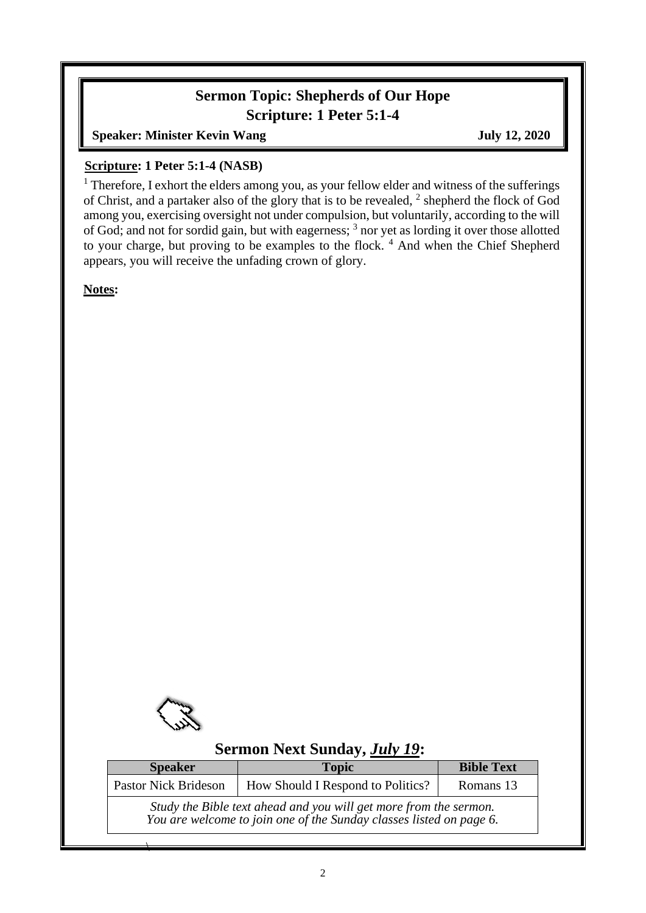## Sermon Topic: Shepherds of Our Hope

## Scripture: 1 Peter 5:1-4

**Speaker: Minister Kevin Wang** **July 12, 2020**

**Scripture: 1 Peter 5:1-4 (NASB)**

[1] Therefore, I exhort the elders among you, as your fellow elder and witness of the sufferings of Christ, and a partaker also of the glory that is to be revealed, [2] shepherd the flock of God among you, exercising oversight not under compulsion, but voluntarily, according to the will of God; and not for sordid gain, but with eagerness; [3] nor yet as lording it over those allotted to your charge, but proving to be examples to the flock. [4] And when the Chief Shepherd appears, you will receive the unfading crown of glory.

**Notes:**

## Sermon Next Sunday, *July 19*:

| Speaker | Topic | Bible Text |
| --- | --- | --- |
| Pastor Nick Brideson | How Should I Respond to Politics? | Romans 13 |
| *Study the Bible text ahead and you will get more from the sermon. You are welcome to join one of the Sunday classes listed on page 6.* | | |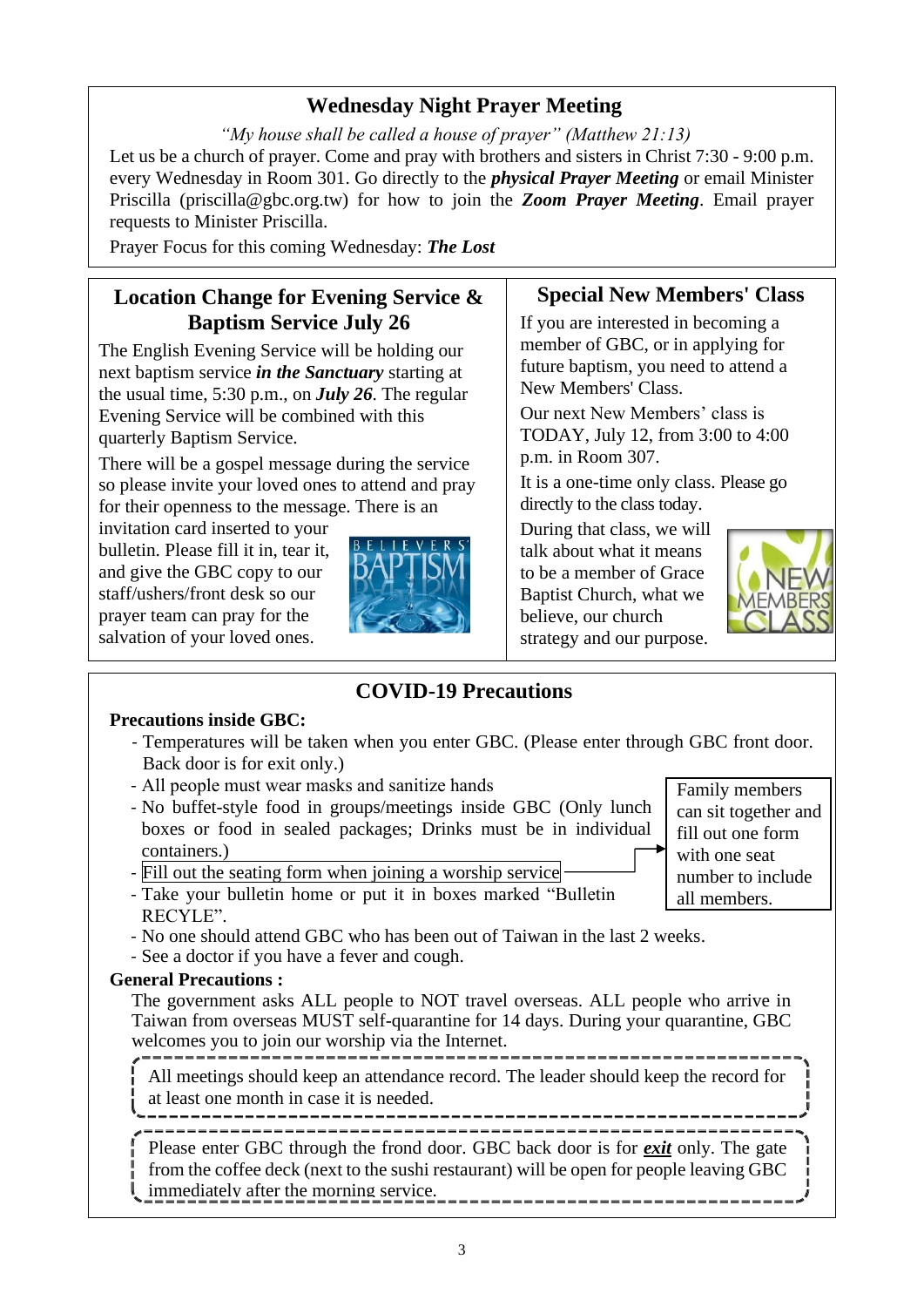## Wednesday Night Prayer Meeting

*"My house shall be called a house of prayer" (Matthew 21:13)*

Let us be a church of prayer. Come and pray with brothers and sisters in Christ 7:30 - 9:00 p.m. every Wednesday in Room 301. Go directly to the ***physical Prayer Meeting*** or email Minister Priscilla (priscilla@gbc.org.tw) for how to join the ***Zoom Prayer Meeting***. Email prayer requests to Minister Priscilla.

Prayer Focus for this coming Wednesday: ***The Lost***

## Location Change for Evening Service & Baptism Service July 26

The English Evening Service will be holding our next baptism service ***in the Sanctuary*** starting at the usual time, 5:30 p.m., on ***July 26***. The regular Evening Service will be combined with this quarterly Baptism Service.

There will be a gospel message during the service so please invite your loved ones to attend and pray for their openness to the message. There is an invitation card inserted to your bulletin. Please fill it in, tear it, and give the GBC copy to our staff/ushers/front desk so our prayer team can pray for the salvation of your loved ones.

## Special New Members' Class

If you are interested in becoming a member of GBC, or in applying for future baptism, you need to attend a New Members' Class.

Our next New Members' class is TODAY, July 12, from 3:00 to 4:00 p.m. in Room 307.

It is a one-time only class. Please go directly to the class today.

During that class, we will talk about what it means to be a member of Grace Baptist Church, what we believe, our church strategy and our purpose.

## COVID-19 Precautions

**Precautions inside GBC:**

- Temperatures will be taken when you enter GBC. (Please enter through GBC front door. Back door is for exit only.)
- All people must wear masks and sanitize hands
- No buffet-style food in groups/meetings inside GBC (Only lunch boxes or food in sealed packages; Drinks must be in individual containers.)
- Fill out the seating form when joining a worship service → Family members can sit together and fill out form with one seat number to include all members.
- Take your bulletin home or put it in boxes marked "Bulletin RECYLE".
- No one should attend GBC who has been out of Taiwan in the last 2 weeks.
- See a doctor if you have a fever and cough.

**General Precautions :**

The government asks ALL people to NOT travel overseas. ALL people who arrive in Taiwan from overseas MUST self-quarantine for 14 days. During your quarantine, GBC welcomes you to join our worship via the Internet.

All meetings should keep an attendance record. The leader should keep the record for at least one month in case it is needed.

Please enter GBC through the frond door. GBC back door is for ***exit*** only. The gate from the coffee deck (next to the sushi restaurant) will be open for people leaving GBC immediately after the morning service.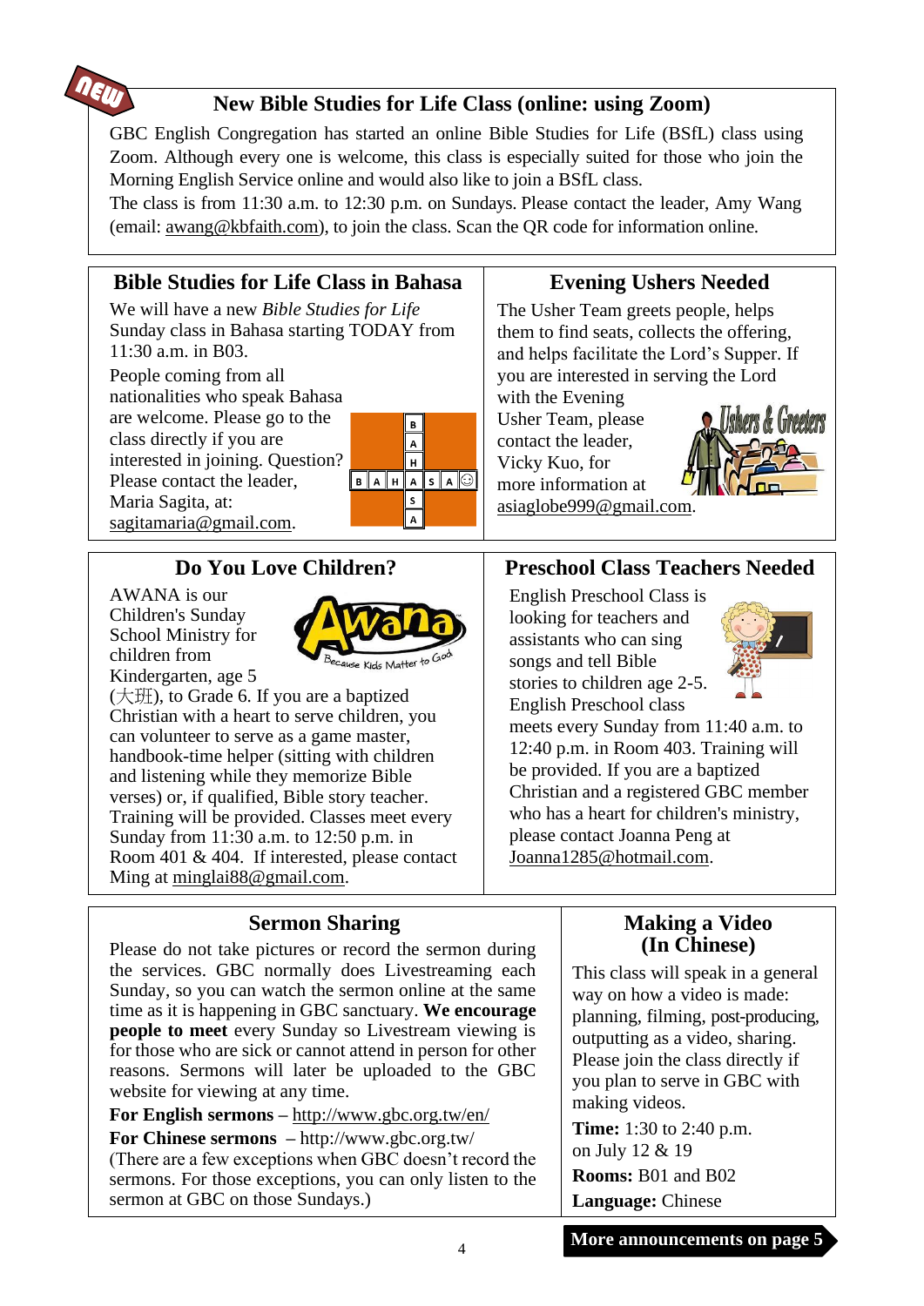## New Bible Studies for Life Class (online: using Zoom)

GBC English Congregation has started an online Bible Studies for Life (BSfL) class using Zoom. Although every one is welcome, this class is especially suited for those who join the Morning English Service online and would also like to join a BSfL class.

The class is from 11:30 a.m. to 12:30 p.m. on Sundays. Please contact the leader, Amy Wang (email: awang@kbfaith.com), to join the class. Scan the QR code for information online.

## Bible Studies for Life Class in Bahasa

We will have a new *Bible Studies for Life* Sunday class in Bahasa starting TODAY from 11:30 a.m. in B03.

People coming from all nationalities who speak Bahasa are welcome. Please go to the class directly if you are interested in joining. Question? Please contact the leader, Maria Sagita, at: sagitamaria@gmail.com.

## Evening Ushers Needed

The Usher Team greets people, helps them to find seats, collects the offering, and helps facilitate the Lord's Supper. If you are interested in serving the Lord with the Evening Usher Team, please contact the leader, Vicky Kuo, for more information at asiaglobe999@gmail.com.

## Do You Love Children?

AWANA is our Children's Sunday School Ministry for children from Kindergarten, age 5 (大班), to Grade 6. If you are a baptized Christian with a heart to serve children, you can volunteer to serve as a game master, handbook-time helper (sitting with children and listening while they memorize Bible verses) or, if qualified, Bible story teacher. Training will be provided. Classes meet every Sunday from 11:30 a.m. to 12:50 p.m. in Room 401 & 404. If interested, please contact Ming at minglai88@gmail.com.

## Preschool Class Teachers Needed

English Preschool Class is looking for teachers and assistants who can sing songs and tell Bible stories to children age 2-5. English Preschool class meets every Sunday from 11:40 a.m. to 12:40 p.m. in Room 403. Training will be provided. If you are a baptized Christian and a registered GBC member who has a heart for children's ministry, please contact Joanna Peng at Joanna1285@hotmail.com.

## Sermon Sharing

Please do not take pictures or record the sermon during the services. GBC normally does Livestreaming each Sunday, so you can watch the sermon online at the same time as it is happening in GBC sanctuary. **We encourage people to meet** every Sunday so Livestream viewing is for those who are sick or cannot attend in person for other reasons. Sermons will later be uploaded to the GBC website for viewing at any time.

**For English sermons** – http://www.gbc.org.tw/en/

**For Chinese sermons** – http://www.gbc.org.tw/

(There are a few exceptions when GBC doesn't record the sermons. For those exceptions, you can only listen to the sermon at GBC on those Sundays.)

## Making a Video (In Chinese)

This class will speak in a general way on how a video is made: planning, filming, post-producing, outputting as a video, sharing. Please join the class directly if you plan to serve in GBC with making videos.

**Time:** 1:30 to 2:40 p.m. on July 12 & 19

**Rooms:** B01 and B02

**Language:** Chinese

**More announcements on page 5**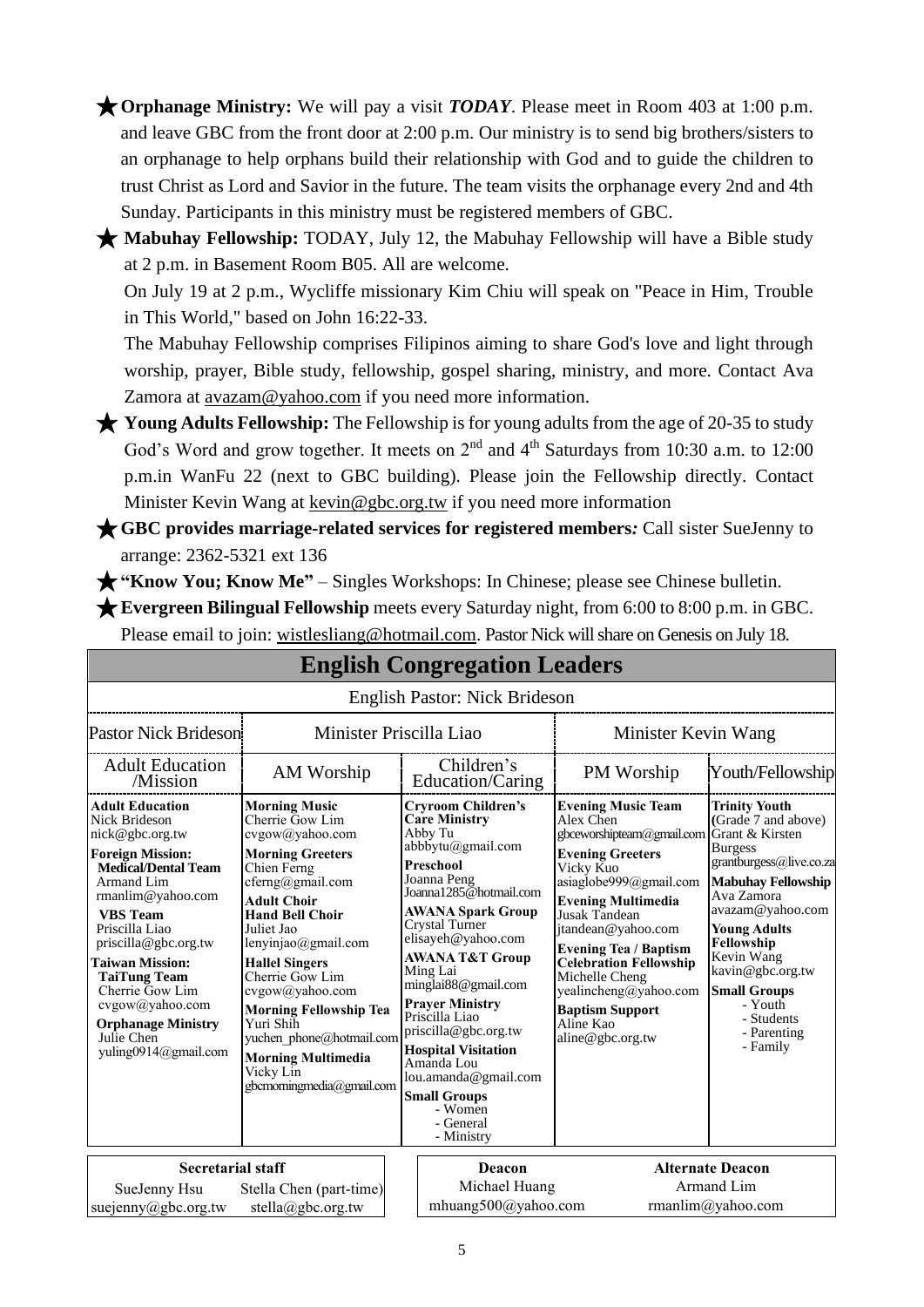★ **Orphanage Ministry:** We will pay a visit ***TODAY***. Please meet in Room 403 at 1:00 p.m. and leave GBC from the front door at 2:00 p.m. Our ministry is to send big brothers/sisters to an orphanage to help orphans build their relationship with God and to guide the children to trust Christ as Lord and Savior in the future. The team visits the orphanage every 2nd and 4th Sunday. Participants in this ministry must be registered members of GBC.

★ **Mabuhay Fellowship:** TODAY, July 12, the Mabuhay Fellowship will have a Bible study at 2 p.m. in Basement Room B05. All are welcome.

On July 19 at 2 p.m., Wycliffe missionary Kim Chiu will speak on "Peace in Him, Trouble in This World," based on John 16:22-33.

The Mabuhay Fellowship comprises Filipinos aiming to share God's love and light through worship, prayer, Bible study, fellowship, gospel sharing, ministry, and more. Contact Ava Zamora at avazam@yahoo.com if you need more information.

★ **Young Adults Fellowship:** The Fellowship is for young adults from the age of 20-35 to study God's Word and grow together. It meets on 2nd and 4th Saturdays from 10:30 a.m. to 12:00 p.m.in WanFu 22 (next to GBC building). Please join the Fellowship directly. Contact Minister Kevin Wang at kevin@gbc.org.tw if you need more information

★ **GBC provides marriage-related services for registered members:** Call sister SueJenny to arrange: 2362-5321 ext 136

★ **"Know You; Know Me"** – Singles Workshops: In Chinese; please see Chinese bulletin.

★ **Evergreen Bilingual Fellowship** meets every Saturday night, from 6:00 to 8:00 p.m. in GBC. Please email to join: wistlesliang@hotmail.com. Pastor Nick will share on Genesis on July 18.

## English Congregation Leaders

English Pastor: Nick Brideson

| Pastor Nick Brideson | Minister Priscilla Liao | | Minister Kevin Wang | |
|---|---|---|---|---|
| Adult Education /Mission | AM Worship | Children's Education/Caring | PM Worship | Youth/Fellowship |
| **Adult Education**<br>Nick Brideson<br>nick@gbc.org.tw<br>**Foreign Mission:**<br>**Medical/Dental Team**<br>Armand Lim<br>rmanlim@yahoo.com<br>**VBS Team**<br>Priscilla Liao<br>priscilla@gbc.org.tw<br>**Taiwan Mission:**<br>**TaiTung Team**<br>Cherrie Gow Lim<br>cvgow@yahoo.com<br>**Orphanage Ministry**<br>Julie Chen<br>yuling0914@gmail.com | **Morning Music**<br>Cherrie Gow Lim<br>cvgow@yahoo.com<br>**Morning Greeters**<br>Chien Ferng<br>cferng@gmail.com<br>**Adult Choir**<br>**Hand Bell Choir**<br>Juliet Jao<br>lenyinjao@gmail.com<br>**Hallel Singers**<br>Cherrie Gow Lim<br>cvgow@yahoo.com<br>**Morning Fellowship Tea**<br>Yuri Shih<br>yuchen_phone@hotmail.com<br>**Morning Multimedia**<br>Vicky Lin<br>gbcmorningmedia@gmail.com | **Cryroom Children's Care Ministry**<br>Abby Tu<br>abbbytu@gmail.com<br>**Preschool**<br>Joanna Peng<br>Joanna1285@hotmail.com<br>**AWANA Spark Group**<br>Crystal Turner<br>elisayeh@yahoo.com<br>**AWANA T&T Group**<br>Ming Lai<br>minglai88@gmail.com<br>**Prayer Ministry**<br>Priscilla Liao<br>priscilla@gbc.org.tw<br>**Hospital Visitation**<br>Amanda Lou<br>lou.amanda@gmail.com<br>**Small Groups**<br>- Women<br>- General<br>- Ministry | **Evening Music Team**<br>Alex Chen<br>gbceworshipteam@gmail.com<br>**Evening Greeters**<br>Vicky Kuo<br>asiaglobe999@gmail.com<br>**Evening Multimedia**<br>Jusak Tandean<br>jtandean@yahoo.com<br>**Evening Tea / Baptism Celebration Fellowship**<br>Michelle Cheng<br>yealincheng@yahoo.com<br>**Baptism Support**<br>Aline Kao<br>aline@gbc.org.tw | **Trinity Youth** (Grade 7 and above)<br>Grant & Kirsten Burgess<br>grantburgess@live.co.za<br>**Mabuhay Fellowship**<br>Ava Zamora<br>avazam@yahoo.com<br>**Young Adults Fellowship**<br>Kevin Wang<br>kavin@gbc.org.tw<br>**Small Groups**<br>- Youth<br>- Students<br>- Parenting<br>- Family |

| Secretarial staff | |
|---|---|
| SueJenny Hsu<br>suejenny@gbc.org.tw | Stella Chen (part-time)<br>stella@gbc.org.tw |

| Deacon | Alternate Deacon |
|---|---|
| Michael Huang<br>mhuang500@yahoo.com | Armand Lim<br>rmanlim@yahoo.com |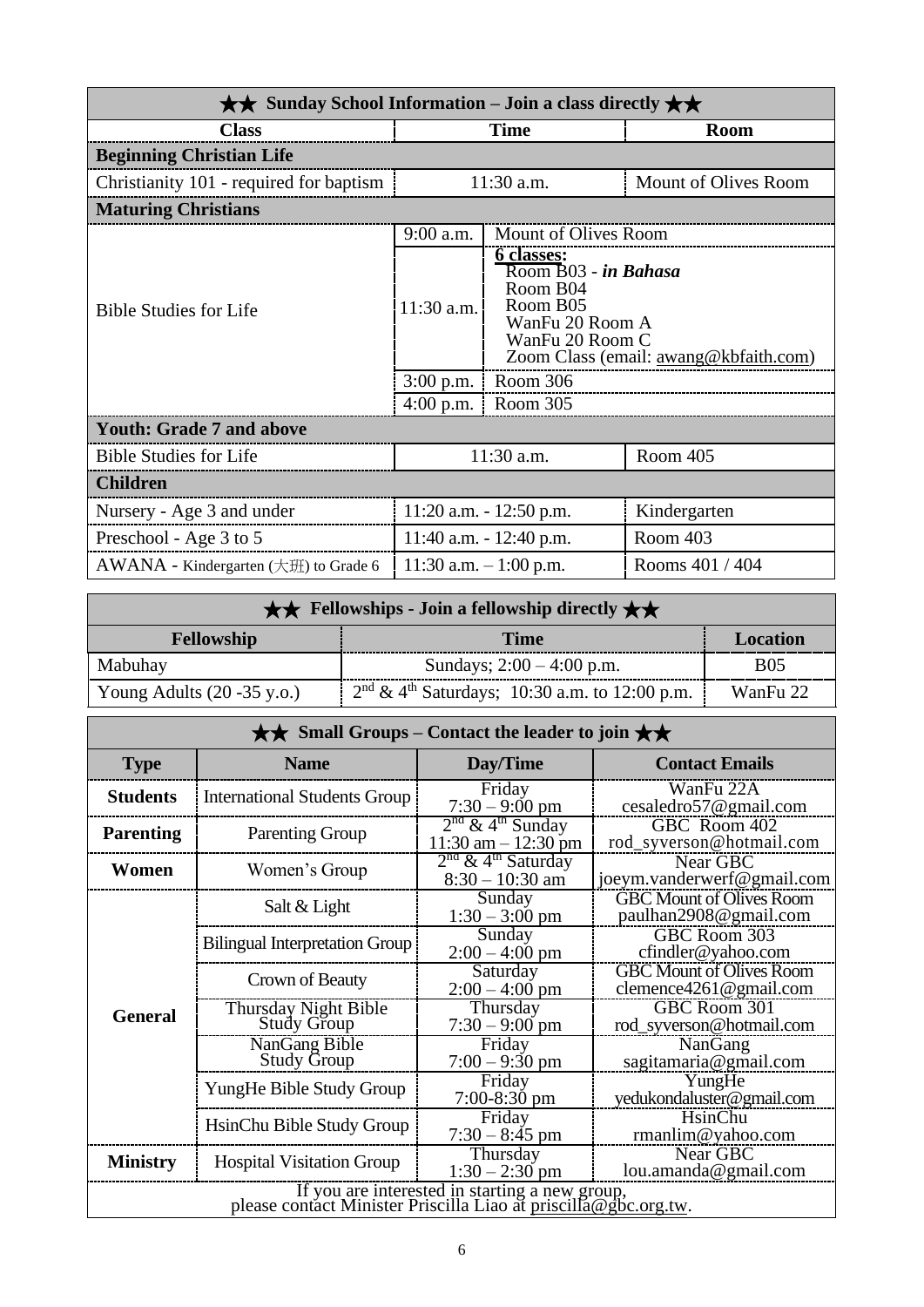| ★★ Sunday School Information – Join a class directly ★★ | | |
|---|---|---|
| **Class** | **Time** | **Room** |
| **Beginning Christian Life** | | |
| Christianity 101 - required for baptism | 11:30 a.m. | Mount of Olives Room |
| **Maturing Christians** | | |
| Bible Studies for Life | 9:00 a.m. | Mount of Olives Room |
| | 11:30 a.m. | **6 classes:** Room B03 - ***in Bahasa*** Room B04 Room B05 WanFu 20 Room A WanFu 20 Room C Zoom Class (email: awang@kbfaith.com) |
| | 3:00 p.m. | Room 306 |
| | 4:00 p.m. | Room 305 |
| **Youth: Grade 7 and above** | | |
| Bible Studies for Life | 11:30 a.m. | Room 405 |
| **Children** | | |
| Nursery - Age 3 and under | 11:20 a.m. - 12:50 p.m. | Kindergarten |
| Preschool - Age 3 to 5 | 11:40 a.m. - 12:40 p.m. | Room 403 |
| AWANA - Kindergarten (大班) to Grade 6 | 11:30 a.m. – 1:00 p.m. | Rooms 401 / 404 |

| ★★ Fellowships - Join a fellowship directly ★★ | | |
|---|---|---|
| **Fellowship** | **Time** | **Location** |
| Mabuhay | Sundays; 2:00 – 4:00 p.m. | B05 |
| Young Adults (20 -35 y.o.) | 2nd & 4th Saturdays; 10:30 a.m. to 12:00 p.m. | WanFu 22 |

| ★★ Small Groups – Contact the leader to join ★★ | | | |
|---|---|---|---|
| **Type** | **Name** | **Day/Time** | **Contact Emails** |
| **Students** | International Students Group | Friday 7:30 – 9:00 pm | WanFu 22A cesaledro57@gmail.com |
| **Parenting** | Parenting Group | 2nd & 4th Sunday 11:30 am – 12:30 pm | GBC Room 402 rod_syverson@hotmail.com |
| **Women** | Women's Group | 2nd & 4th Saturday 8:30 – 10:30 am | Near GBC joeym.vanderwerf@gmail.com |
| **General** | Salt & Light | Sunday 1:30 – 3:00 pm | GBC Mount of Olives Room paulhan2908@gmail.com |
| | Bilingual Interpretation Group | Sunday 2:00 – 4:00 pm | GBC Room 303 cfindler@yahoo.com |
| | Crown of Beauty | Saturday 2:00 – 4:00 pm | GBC Mount of Olives Room clemence4261@gmail.com |
| | Thursday Night Bible Study Group | Thursday 7:30 – 9:00 pm | GBC Room 301 rod_syverson@hotmail.com |
| | NanGang Bible Study Group | Friday 7:00 – 9:30 pm | NanGang sagitamaria@gmail.com |
| | YungHe Bible Study Group | Friday 7:00-8:30 pm | YungHe yedukondaluster@gmail.com |
| | HsinChu Bible Study Group | Friday 7:30 – 8:45 pm | HsinChu rmanlim@yahoo.com |
| **Ministry** | Hospital Visitation Group | Thursday 1:30 – 2:30 pm | Near GBC lou.amanda@gmail.com |
| If you are interested in starting a new group, please contact Minister Priscilla Liao at priscilla@gbc.org.tw. | | | |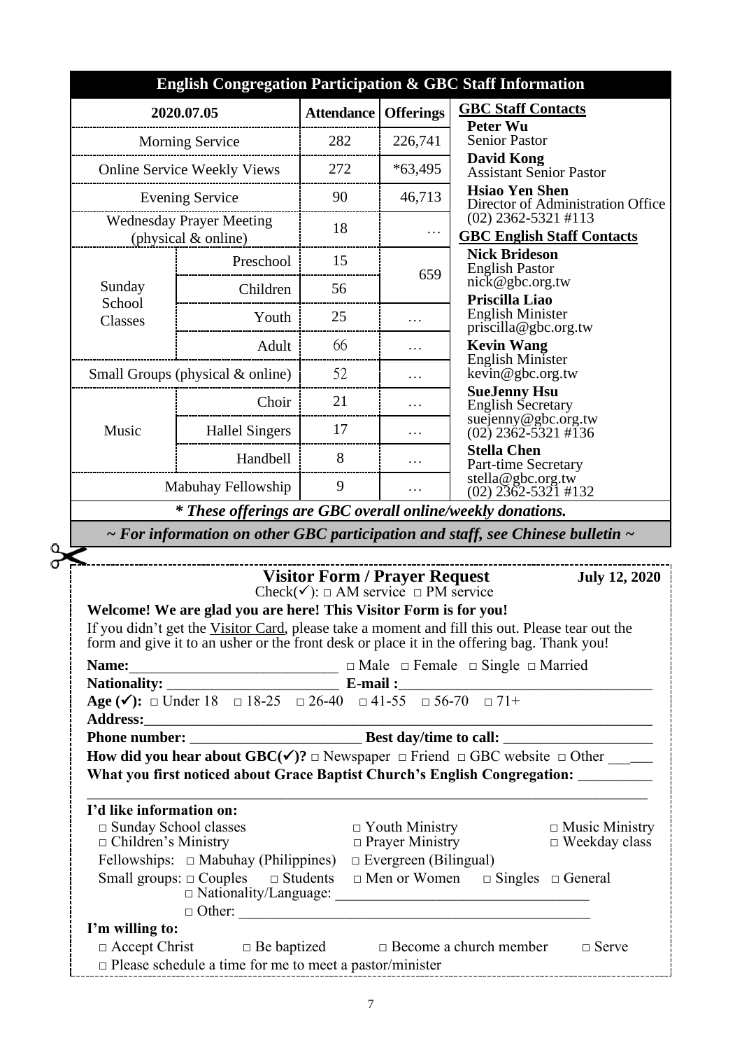## English Congregation Participation & GBC Staff Information

| 2020.07.05 | | Attendance | Offerings |
|---|---|---|---|
| Morning Service | | 282 | 226,741 |
| Online Service Weekly Views | | 272 | *63,495 |
| Evening Service | | 90 | 46,713 |
| Wednesday Prayer Meeting (physical & online) | | 18 | … |
| Sunday School Classes | Preschool | 15 | 659 |
| | Children | 56 | |
| | Youth | 25 | … |
| | Adult | 66 | … |
| Small Groups (physical & online) | | 52 | … |
| Music | Choir | 21 | … |
| | Hallel Singers | 17 | … |
| | Handbell | 8 | … |
| Mabuhay Fellowship | | 9 | … |

***** These offerings are GBC overall online/weekly donations.**

**GBC Staff Contacts**

**Peter Wu**
Senior Pastor

**David Kong**
Assistant Senior Pastor

**Hsiao Yen Shen**
Director of Administration Office
(02) 2362-5321 #113

**GBC English Staff Contacts**

**Nick Brideson**
English Pastor
nick@gbc.org.tw

**Priscilla Liao**
English Minister
priscilla@gbc.org.tw

**Kevin Wang**
English Minister
kevin@gbc.org.tw

**SueJenny Hsu**
English Secretary
suejenny@gbc.org.tw
(02) 2362-5321 #136

**Stella Chen**
Part-time Secretary
stella@gbc.org.tw
(02) 2362-5321 #132

***~ For information on other GBC participation and staff, see Chinese bulletin ~***

---

## Visitor Form / Prayer Request

**July 12, 2020**

Check(✓): □ AM service □ PM service

**Welcome! We are glad you are here! This Visitor Form is for you!**

If you didn't get the Visitor Card, please take a moment and fill this out. Please tear out the form and give it to an usher or the front desk or place it in the offering bag. Thank you!

**Name:**\_\_\_\_\_\_\_\_\_\_\_\_\_\_\_\_\_\_\_\_\_\_\_\_\_\_\_\_ □ Male □ Female □ Single □ Married

**Nationality:** \_\_\_\_\_\_\_\_\_\_\_\_\_\_\_\_\_\_\_\_\_\_\_\_ **E-mail :**\_\_\_\_\_\_\_\_\_\_\_\_\_\_\_\_\_\_\_\_\_\_\_\_\_\_\_\_\_\_\_\_\_\_

**Age (✓):** □ Under 18 □ 18-25 □ 26-40 □ 41-55 □ 56-70 □ 71+

**Address:**\_\_\_\_\_\_\_\_\_\_\_\_\_\_\_\_\_\_\_\_\_\_\_\_\_\_\_\_\_\_\_\_\_\_\_\_\_\_\_\_\_\_\_\_\_\_\_\_\_\_\_\_\_\_\_\_\_\_\_\_\_\_\_\_\_\_\_\_

**Phone number:** \_\_\_\_\_\_\_\_\_\_\_\_\_\_\_\_\_\_\_\_\_\_\_\_ **Best day/time to call:** \_\_\_\_\_\_\_\_\_\_\_\_\_\_\_\_\_\_\_\_

**How did you hear about GBC(✓)?** □ Newspaper □ Friend □ GBC website □ Other \_\_\_\_\_\_

**What you first noticed about Grace Baptist Church's English Congregation:** \_\_\_\_\_\_\_\_\_\_

\_\_\_\_\_\_\_\_\_\_\_\_\_\_\_\_\_\_\_\_\_\_\_\_\_\_\_\_\_\_\_\_\_\_\_\_\_\_\_\_\_\_\_\_\_\_\_\_\_\_\_\_\_\_\_\_\_\_\_\_\_\_\_\_\_\_\_\_\_\_\_\_\_\_\_\_\_\_

**I'd like information on:**

□ Sunday School classes □ Youth Ministry □ Music Ministry
□ Children's Ministry □ Prayer Ministry □ Weekday class

Fellowships: □ Mabuhay (Philippines) □ Evergreen (Bilingual)

Small groups: □ Couples □ Students □ Men or Women □ Singles □ General
□ Nationality/Language: \_\_\_\_\_\_\_\_\_\_\_\_\_\_\_\_\_\_\_\_\_\_\_\_\_\_\_\_\_\_\_\_\_\_\_\_
□ Other: \_\_\_\_\_\_\_\_\_\_\_\_\_\_\_\_\_\_\_\_\_\_\_\_\_\_\_\_\_\_\_\_\_\_\_\_\_\_\_\_\_\_\_\_\_\_\_\_

**I'm willing to:**

□ Accept Christ □ Be baptized □ Become a church member □ Serve

□ Please schedule a time for me to meet a pastor/minister